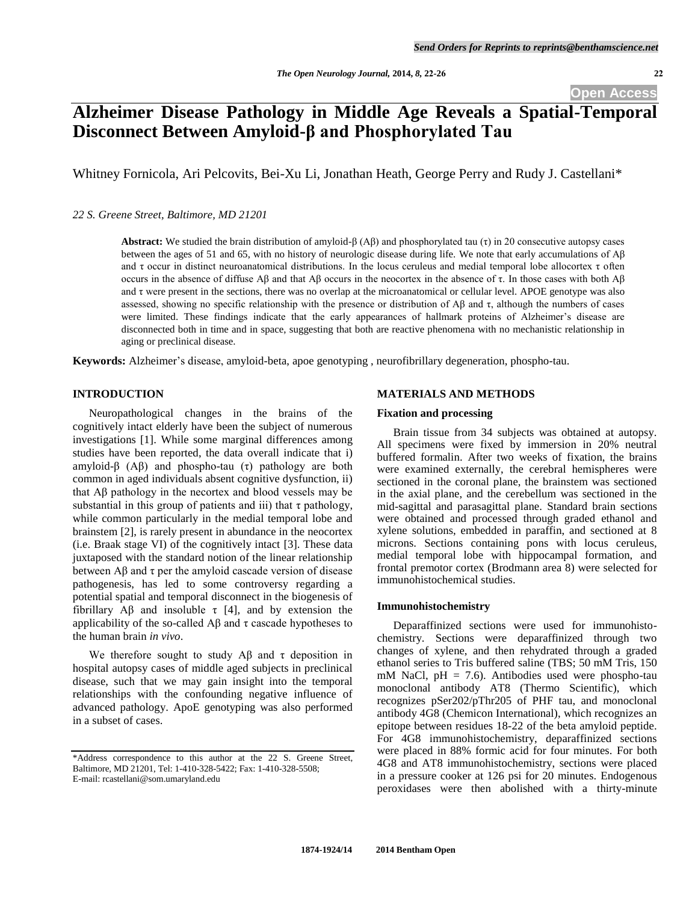# Alzheimer Disease Pathology in Middle Age Reveals a Spatial-Temporal Disconnect Between Amyloid-β and Phosphorylated Tau

Whitney Fornicola, Ari Pelcovits, Bei-Xu Li, Jonathan Heath, George Perry and Rudy J. Castellani*

*22 S. Greene Street, Baltimore, MD 21201*

**Abstract:** We studied the brain distribution of amyloid-β (Aβ) and phosphorylated tau (τ) in 20 consecutive autopsy cases between the ages of 51 and 65, with no history of neurologic disease during life. We note that early accumulations of Aβ and τ occur in distinct neuroanatomical distributions. In the locus ceruleus and medial temporal lobe allocortex τ often occurs in the absence of diffuse Aβ and that Aβ occurs in the neocortex in the absence of τ. In those cases with both Aβ and τ were present in the sections, there was no overlap at the microanatomical or cellular level. APOE genotype was also assessed, showing no specific relationship with the presence or distribution of Aβ and τ, although the numbers of cases were limited. These findings indicate that the early appearances of hallmark proteins of Alzheimer's disease are disconnected both in time and in space, suggesting that both are reactive phenomena with no mechanistic relationship in aging or preclinical disease.

**Keywords:** Alzheimer's disease, amyloid-beta, apoe genotyping , neurofibrillary degeneration, phospho-tau.

## INTRODUCTION

Neuropathological changes in the brains of the cognitively intact elderly have been the subject of numerous investigations [1]. While some marginal differences among studies have been reported, the data overall indicate that i) amyloid-β (Aβ) and phospho-tau (τ) pathology are both common in aged individuals absent cognitive dysfunction, ii) that Aβ pathology in the necortex and blood vessels may be substantial in this group of patients and iii) that τ pathology, while common particularly in the medial temporal lobe and brainstem [2], is rarely present in abundance in the neocortex (i.e. Braak stage VI) of the cognitively intact [3]. These data juxtaposed with the standard notion of the linear relationship between Aβ and τ per the amyloid cascade version of disease pathogenesis, has led to some controversy regarding a potential spatial and temporal disconnect in the biogenesis of fibrillary Aβ and insoluble τ [4], and by extension the applicability of the so-called Aβ and τ cascade hypotheses to the human brain *in vivo*.

We therefore sought to study Aβ and τ deposition in hospital autopsy cases of middle aged subjects in preclinical disease, such that we may gain insight into the temporal relationships with the confounding negative influence of advanced pathology. ApoE genotyping was also performed in a subset of cases.

\*Address correspondence to this author at the 22 S. Greene Street, Baltimore, MD 21201, Tel: 1-410-328-5422; Fax: 1-410-328-5508; E-mail: rcastellani@som.umaryland.edu

## MATERIALS AND METHODS

### Fixation and processing

Brain tissue from 34 subjects was obtained at autopsy. All specimens were fixed by immersion in 20% neutral buffered formalin. After two weeks of fixation, the brains were examined externally, the cerebral hemispheres were sectioned in the coronal plane, the brainstem was sectioned in the axial plane, and the cerebellum was sectioned in the mid-sagittal and parasagittal plane. Standard brain sections were obtained and processed through graded ethanol and xylene solutions, embedded in paraffin, and sectioned at 8 microns. Sections containing pons with locus ceruleus, medial temporal lobe with hippocampal formation, and frontal premotor cortex (Brodmann area 8) were selected for immunohistochemical studies.

### Immunohistochemistry

Deparaffinized sections were used for immunohistochemistry. Sections were deparaffinized through two changes of xylene, and then rehydrated through a graded ethanol series to Tris buffered saline (TBS; 50 mM Tris, 150 mM NaCl, pH = 7.6). Antibodies used were phospho-tau monoclonal antibody AT8 (Thermo Scientific), which recognizes pSer202/pThr205 of PHF tau, and monoclonal antibody 4G8 (Chemicon International), which recognizes an epitope between residues 18-22 of the beta amyloid peptide. For 4G8 immunohistochemistry, deparaffinized sections were placed in 88% formic acid for four minutes. For both 4G8 and AT8 immunohistochemistry, sections were placed in a pressure cooker at 126 psi for 20 minutes. Endogenous peroxidases were then abolished with a thirty-minute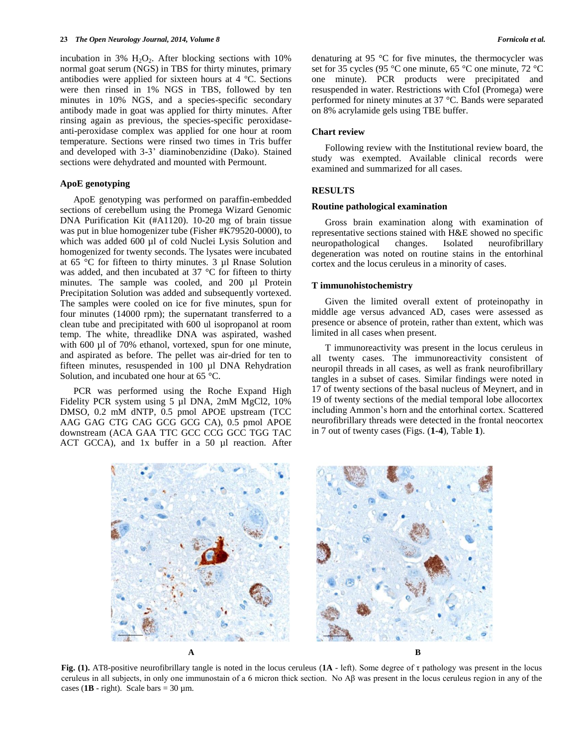incubation in 3% $H_2O_2$. After blocking sections with 10% normal goat serum (NGS) in TBS for thirty minutes, primary antibodies were applied for sixteen hours at 4 ºC. Sections were then rinsed in 1% NGS in TBS, followed by ten minutes in 10% NGS, and a species-specific secondary antibody made in goat was applied for thirty minutes. After rinsing again as previous, the species-specific peroxidase-anti-peroxidase complex was applied for one hour at room temperature. Sections were rinsed two times in Tris buffer and developed with 3-3' diaminobenzidine (Dako). Stained sections were dehydrated and mounted with Permount.

### ApoE genotyping

ApoE genotyping was performed on paraffin-embedded sections of cerebellum using the Promega Wizard Genomic DNA Purification Kit (#A1120). 10-20 mg of brain tissue was put in blue homogenizer tube (Fisher #K79520-0000), to which was added 600 µl of cold Nuclei Lysis Solution and homogenized for twenty seconds. The lysates were incubated at 65 °C for fifteen to thirty minutes. 3 µl Rnase Solution was added, and then incubated at 37 °C for fifteen to thirty minutes. The sample was cooled, and 200 µl Protein Precipitation Solution was added and subsequently vortexed. The samples were cooled on ice for five minutes, spun for four minutes (14000 rpm); the supernatant transferred to a clean tube and precipitated with 600 ul isopropanol at room temp. The white, threadlike DNA was aspirated, washed with 600 µl of 70% ethanol, vortexed, spun for one minute, and aspirated as before. The pellet was air-dried for ten to fifteen minutes, resuspended in 100 µl DNA Rehydration Solution, and incubated one hour at 65 °C.

PCR was performed using the Roche Expand High Fidelity PCR system using 5 µl DNA, 2mM MgCl2, 10% DMSO, 0.2 mM dNTP, 0.5 pmol APOE upstream (TCC AAG GAG CTG CAG GCG GCG CA), 0.5 pmol APOE downstream (ACA GAA TTC GCC CCG GCC TGG TAC ACT GCCA), and 1x buffer in a 50 µl reaction. After denaturing at 95 °C for five minutes, the thermocycler was set for 35 cycles (95 °C one minute, 65 °C one minute, 72 °C one minute). PCR products were precipitated and resuspended in water. Restrictions with CfoI (Promega) were performed for ninety minutes at 37 °C. Bands were separated on 8% acrylamide gels using TBE buffer.

### Chart review

Following review with the Institutional review board, the study was exempted. Available clinical records were examined and summarized for all cases.

## RESULTS

### Routine pathological examination

Gross brain examination along with examination of representative sections stained with H&E showed no specific neuropathological changes. Isolated neurofibrillary degeneration was noted on routine stains in the entorhinal cortex and the locus ceruleus in a minority of cases.

### T immunohistochemistry

Given the limited overall extent of proteinopathy in middle age versus advanced AD, cases were assessed as presence or absence of protein, rather than extent, which was limited in all cases when present.

T immunoreactivity was present in the locus ceruleus in all twenty cases. The immunoreactivity consistent of neuropil threads in all cases, as well as frank neurofibrillary tangles in a subset of cases. Similar findings were noted in 17 of twenty sections of the basal nucleus of Meynert, and in 19 of twenty sections of the medial temporal lobe allocortex including Ammon's horn and the entorhinal cortex. Scattered neurofibrillary threads were detected in the frontal neocortex in 7 out of twenty cases (Figs. (**1-4**), Table **1**).

**Fig. (1).** AT8-positive neurofibrillary tangle is noted in the locus ceruleus (**1A** - left). Some degree of τ pathology was present in the locus ceruleus in all subjects, in only one immunostain of a 6 micron thick section. No Aβ was present in the locus ceruleus region in any of the cases (**1B** - right). Scale bars = 30 µm.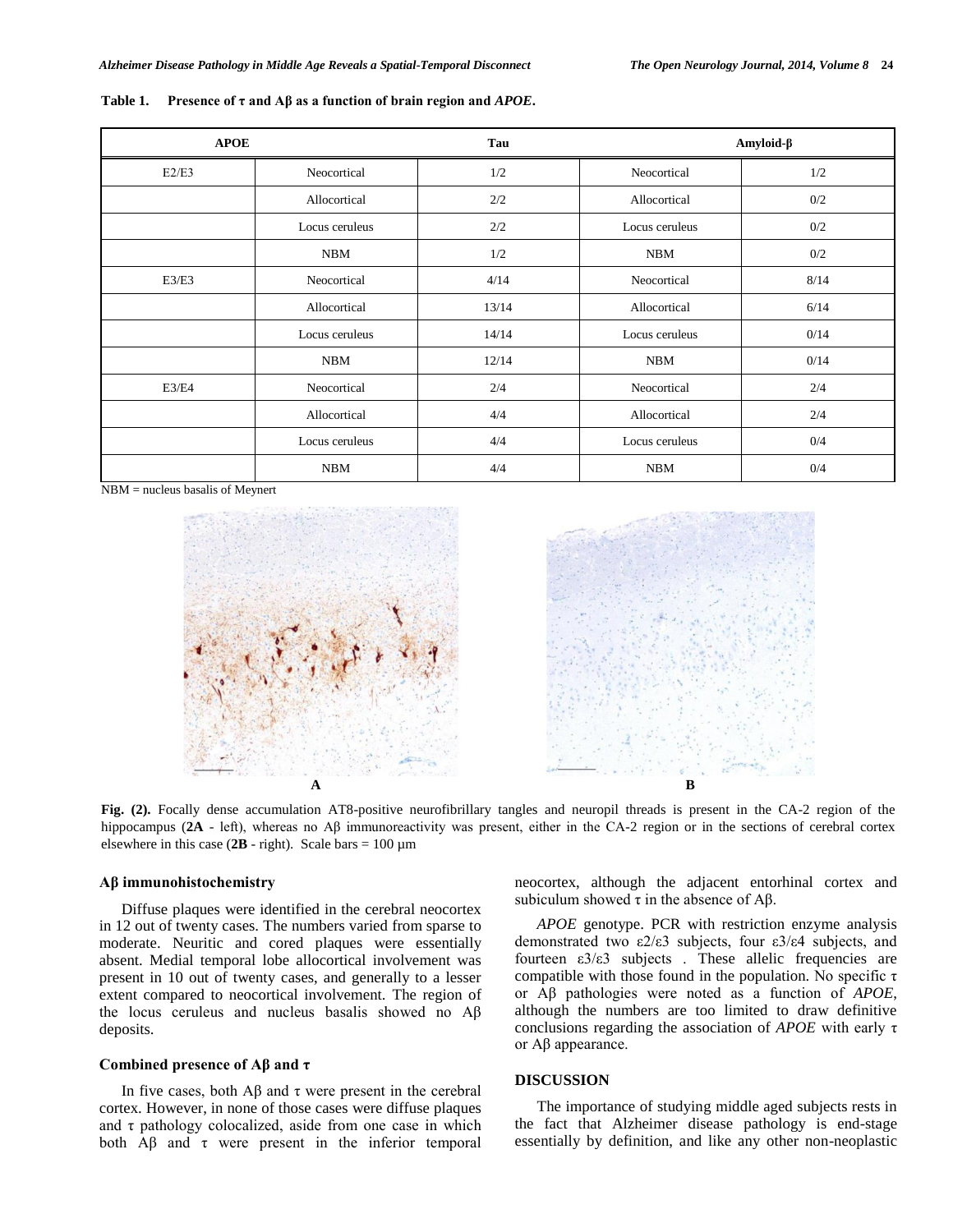**Table 1. Presence of τ and Aβ as a function of brain region and *APOE*.**

| APOE | | Tau | | Amyloid-β |
|---|---|---|---|---|
| E2/E3 | Neocortical | 1/2 | Neocortical | 1/2 |
| | Allocortical | 2/2 | Allocortical | 0/2 |
| | Locus ceruleus | 2/2 | Locus ceruleus | 0/2 |
| | NBM | 1/2 | NBM | 0/2 |
| E3/E3 | Neocortical | 4/14 | Neocortical | 8/14 |
| | Allocortical | 13/14 | Allocortical | 6/14 |
| | Locus ceruleus | 14/14 | Locus ceruleus | 0/14 |
| | NBM | 12/14 | NBM | 0/14 |
| E3/E4 | Neocortical | 2/4 | Neocortical | 2/4 |
| | Allocortical | 4/4 | Allocortical | 2/4 |
| | Locus ceruleus | 4/4 | Locus ceruleus | 0/4 |
| | NBM | 4/4 | NBM | 0/4 |

NBM = nucleus basalis of Meynert

**Fig. (2).** Focally dense accumulation AT8-positive neurofibrillary tangles and neuropil threads is present in the CA-2 region of the hippocampus (**2A** - left), whereas no Aβ immunoreactivity was present, either in the CA-2 region or in the sections of cerebral cortex elsewhere in this case (**2B** - right). Scale bars = 100 µm

### Aβ immunohistochemistry

Diffuse plaques were identified in the cerebral neocortex in 12 out of twenty cases. The numbers varied from sparse to moderate. Neuritic and cored plaques were essentially absent. Medial temporal lobe allocortical involvement was present in 10 out of twenty cases, and generally to a lesser extent compared to neocortical involvement. The region of the locus ceruleus and nucleus basalis showed no Aβ deposits.

### Combined presence of Aβ and τ

In five cases, both Aβ and τ were present in the cerebral cortex. However, in none of those cases were diffuse plaques and τ pathology colocalized, aside from one case in which both Aβ and τ were present in the inferior temporal neocortex, although the adjacent entorhinal cortex and subiculum showed τ in the absence of Aβ.

*APOE* genotype. PCR with restriction enzyme analysis demonstrated two ε2/ε3 subjects, four ε3/ε4 subjects, and fourteen ε3/ε3 subjects . These allelic frequencies are compatible with those found in the population. No specific τ or Aβ pathologies were noted as a function of *APOE*, although the numbers are too limited to draw definitive conclusions regarding the association of *APOE* with early τ or Aβ appearance.

## DISCUSSION

The importance of studying middle aged subjects rests in the fact that Alzheimer disease pathology is end-stage essentially by definition, and like any other non-neoplastic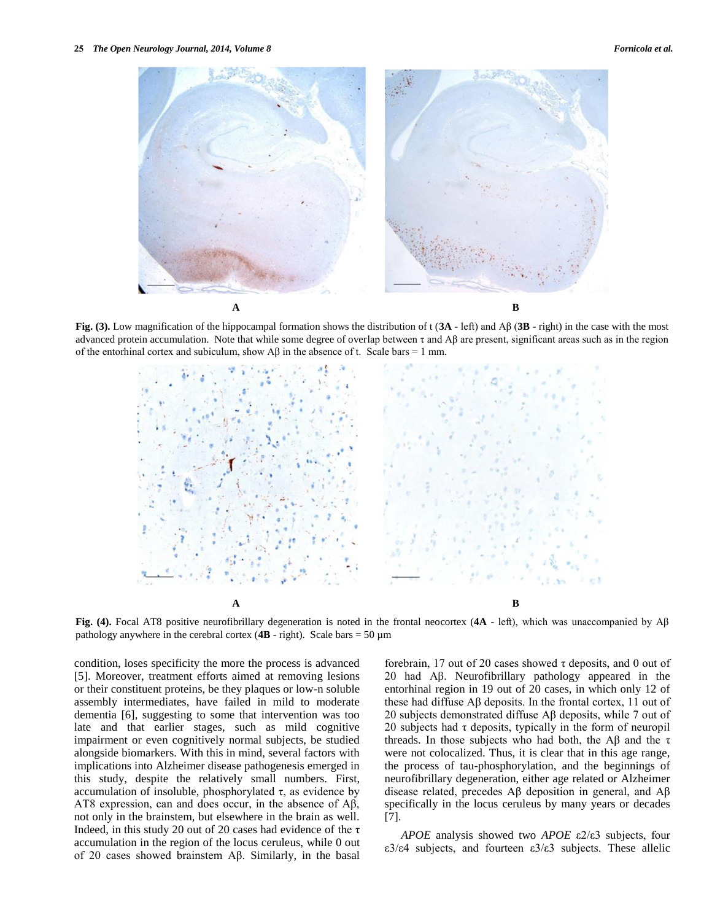**Fig. (3).** Low magnification of the hippocampal formation shows the distribution of t (**3A** - left) and Aβ (**3B** - right) in the case with the most advanced protein accumulation. Note that while some degree of overlap between τ and Aβ are present, significant areas such as in the region of the entorhinal cortex and subiculum, show Aβ in the absence of t. Scale bars = 1 mm.

**Fig. (4).** Focal AT8 positive neurofibrillary degeneration is noted in the frontal neocortex (**4A** - left), which was unaccompanied by Aβ pathology anywhere in the cerebral cortex (**4B** - right). Scale bars = 50 µm

condition, loses specificity the more the process is advanced [5]. Moreover, treatment efforts aimed at removing lesions or their constituent proteins, be they plaques or low-n soluble assembly intermediates, have failed in mild to moderate dementia [6], suggesting to some that intervention was too late and that earlier stages, such as mild cognitive impairment or even cognitively normal subjects, be studied alongside biomarkers. With this in mind, several factors with implications into Alzheimer disease pathogenesis emerged in this study, despite the relatively small numbers. First, accumulation of insoluble, phosphorylated τ, as evidence by AT8 expression, can and does occur, in the absence of Aβ, not only in the brainstem, but elsewhere in the brain as well. Indeed, in this study 20 out of 20 cases had evidence of the τ accumulation in the region of the locus ceruleus, while 0 out of 20 cases showed brainstem Aβ. Similarly, in the basal forebrain, 17 out of 20 cases showed τ deposits, and 0 out of 20 had Aβ. Neurofibrillary pathology appeared in the entorhinal region in 19 out of 20 cases, in which only 12 of these had diffuse Aβ deposits. In the frontal cortex, 11 out of 20 subjects demonstrated diffuse Aβ deposits, while 7 out of 20 subjects had τ deposits, typically in the form of neuropil threads. In those subjects who had both, the Aβ and the τ were not colocalized. Thus, it is clear that in this age range, the process of tau-phosphorylation, and the beginnings of neurofibrillary degeneration, either age related or Alzheimer disease related, precedes Aβ deposition in general, and Aβ specifically in the locus ceruleus by many years or decades [7].

*APOE* analysis showed two *APOE* ε2/ε3 subjects, four ε3/ε4 subjects, and fourteen ε3/ε3 subjects. These allelic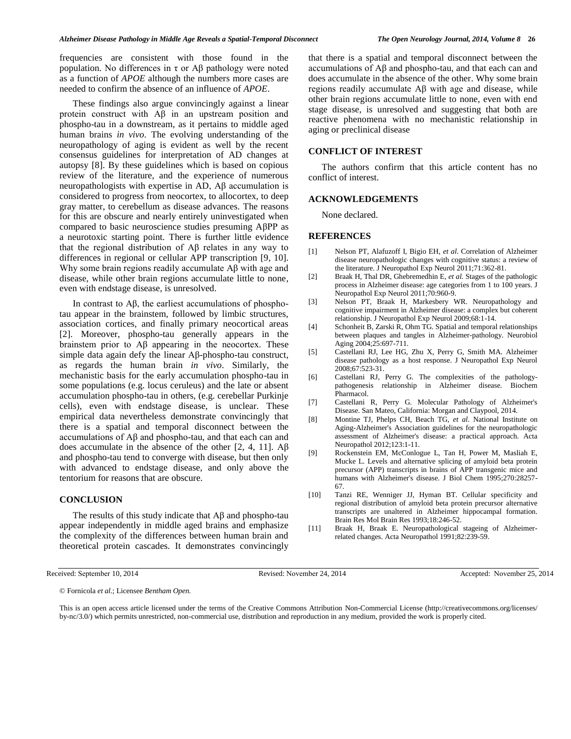frequencies are consistent with those found in the population. No differences in τ or Aβ pathology were noted as a function of *APOE* although the numbers more cases are needed to confirm the absence of an influence of *APOE*.

These findings also argue convincingly against a linear protein construct with Aβ in an upstream position and phospho-tau in a downstream, as it pertains to middle aged human brains *in vivo*. The evolving understanding of the neuropathology of aging is evident as well by the recent consensus guidelines for interpretation of AD changes at autopsy [8]. By these guidelines which is based on copious review of the literature, and the experience of numerous neuropathologists with expertise in AD, Aβ accumulation is considered to progress from neocortex, to allocortex, to deep gray matter, to cerebellum as disease advances. The reasons for this are obscure and nearly entirely uninvestigated when compared to basic neuroscience studies presuming AβPP as a neurotoxic starting point. There is further little evidence that the regional distribution of Aβ relates in any way to differences in regional or cellular APP transcription [9, 10]. Why some brain regions readily accumulate Aβ with age and disease, while other brain regions accumulate little to none, even with endstage disease, is unresolved.

In contrast to Aβ, the earliest accumulations of phospho-tau appear in the brainstem, followed by limbic structures, association cortices, and finally primary neocortical areas [2]. Moreover, phospho-tau generally appears in the brainstem prior to Aβ appearing in the neocortex. These simple data again defy the linear Aβ-phospho-tau construct, as regards the human brain *in vivo*. Similarly, the mechanistic basis for the early accumulation phospho-tau in some populations (e.g. locus ceruleus) and the late or absent accumulation phospho-tau in others, (e.g. cerebellar Purkinje cells), even with endstage disease, is unclear. These empirical data nevertheless demonstrate convincingly that there is a spatial and temporal disconnect between the accumulations of Aβ and phospho-tau, and that each can and does accumulate in the absence of the other [2, 4, 11]. Aβ and phospho-tau tend to converge with disease, but then only with advanced to endstage disease, and only above the tentorium for reasons that are obscure.

## CONCLUSION

The results of this study indicate that Aβ and phospho-tau appear independently in middle aged brains and emphasize the complexity of the differences between human brain and theoretical protein cascades. It demonstrates convincingly that there is a spatial and temporal disconnect between the accumulations of Aβ and phospho-tau, and that each can and does accumulate in the absence of the other. Why some brain regions readily accumulate Aβ with age and disease, while other brain regions accumulate little to none, even with end stage disease, is unresolved and suggesting that both are reactive phenomena with no mechanistic relationship in aging or preclinical disease

## CONFLICT OF INTEREST

The authors confirm that this article content has no conflict of interest.

## ACKNOWLEDGEMENTS

None declared.

## REFERENCES

[1] Nelson PT, Alafuzoff I, Bigio EH, *et al.* Correlation of Alzheimer disease neuropathologic changes with cognitive status: a review of the literature. J Neuropathol Exp Neurol 2011;71:362-81.

[2] Braak H, Thal DR, Ghebremedhin E, *et al.* Stages of the pathologic process in Alzheimer disease: age categories from 1 to 100 years. J Neuropathol Exp Neurol 2011;70:960-9.

[3] Nelson PT, Braak H, Markesbery WR. Neuropathology and cognitive impairment in Alzheimer disease: a complex but coherent relationship. J Neuropathol Exp Neurol 2009;68:1-14.

[4] Schonheit B, Zarski R, Ohm TG. Spatial and temporal relationships between plaques and tangles in Alzheimer-pathology. Neurobiol Aging 2004;25:697-711.

[5] Castellani RJ, Lee HG, Zhu X, Perry G, Smith MA. Alzheimer disease pathology as a host response. J Neuropathol Exp Neurol 2008;67:523-31.

[6] Castellani RJ, Perry G. The complexities of the pathology-pathogenesis relationship in Alzheimer disease. Biochem Pharmacol.

[7] Castellani R, Perry G. Molecular Pathology of Alzheimer's Disease. San Mateo, California: Morgan and Claypool, 2014.

[8] Montine TJ, Phelps CH, Beach TG, *et al.* National Institute on Aging-Alzheimer's Association guidelines for the neuropathologic assessment of Alzheimer's disease: a practical approach. Acta Neuropathol 2012;123:1-11.

[9] Rockenstein EM, McConlogue L, Tan H, Power M, Masliah E, Mucke L. Levels and alternative splicing of amyloid beta protein precursor (APP) transcripts in brains of APP transgenic mice and humans with Alzheimer's disease. J Biol Chem 1995;270:28257-67.

[10] Tanzi RE, Wenniger JJ, Hyman BT. Cellular specificity and regional distribution of amyloid beta protein precursor alternative transcripts are unaltered in Alzheimer hippocampal formation. Brain Res Mol Brain Res 1993;18:246-52.

[11] Braak H, Braak E. Neuropathological stageing of Alzheimer-related changes. Acta Neuropathol 1991;82:239-59.

Received: September 10, 2014 Revised: November 24, 2014 Accepted: November 25, 2014

© Fornicola *et al.*; Licensee *Bentham Open.*

This is an open access article licensed under the terms of the Creative Commons Attribution Non-Commercial License (http://creativecommons.org/licenses/by-nc/3.0/) which permits unrestricted, non-commercial use, distribution and reproduction in any medium, provided the work is properly cited.